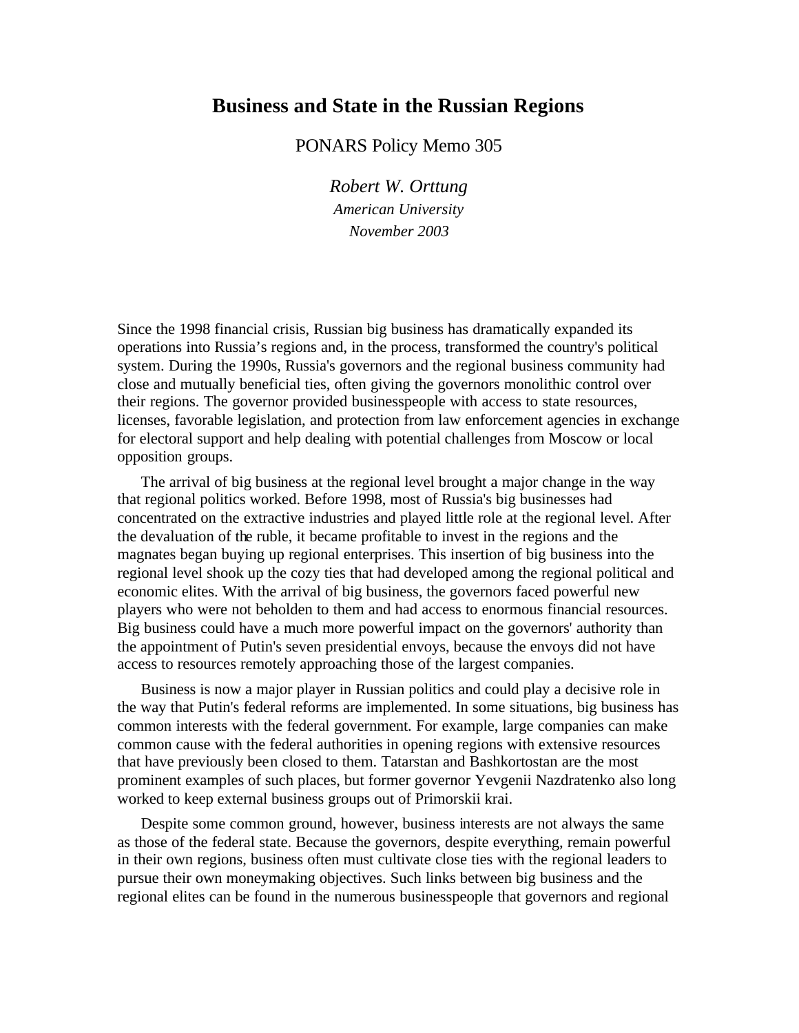# Business and State in the Russian Regions

PONARS Policy Memo 305

*Robert W. Orttung*
*American University*
*November 2003*

Since the 1998 financial crisis, Russian big business has dramatically expanded its operations into Russia's regions and, in the process, transformed the country's political system. During the 1990s, Russia's governors and the regional business community had close and mutually beneficial ties, often giving the governors monolithic control over their regions. The governor provided businesspeople with access to state resources, licenses, favorable legislation, and protection from law enforcement agencies in exchange for electoral support and help dealing with potential challenges from Moscow or local opposition groups.

The arrival of big business at the regional level brought a major change in the way that regional politics worked. Before 1998, most of Russia's big businesses had concentrated on the extractive industries and played little role at the regional level. After the devaluation of the ruble, it became profitable to invest in the regions and the magnates began buying up regional enterprises. This insertion of big business into the regional level shook up the cozy ties that had developed among the regional political and economic elites. With the arrival of big business, the governors faced powerful new players who were not beholden to them and had access to enormous financial resources. Big business could have a much more powerful impact on the governors' authority than the appointment of Putin's seven presidential envoys, because the envoys did not have access to resources remotely approaching those of the largest companies.

Business is now a major player in Russian politics and could play a decisive role in the way that Putin's federal reforms are implemented. In some situations, big business has common interests with the federal government. For example, large companies can make common cause with the federal authorities in opening regions with extensive resources that have previously been closed to them. Tatarstan and Bashkortostan are the most prominent examples of such places, but former governor Yevgenii Nazdratenko also long worked to keep external business groups out of Primorskii krai.

Despite some common ground, however, business interests are not always the same as those of the federal state. Because the governors, despite everything, remain powerful in their own regions, business often must cultivate close ties with the regional leaders to pursue their own moneymaking objectives. Such links between big business and the regional elites can be found in the numerous businesspeople that governors and regional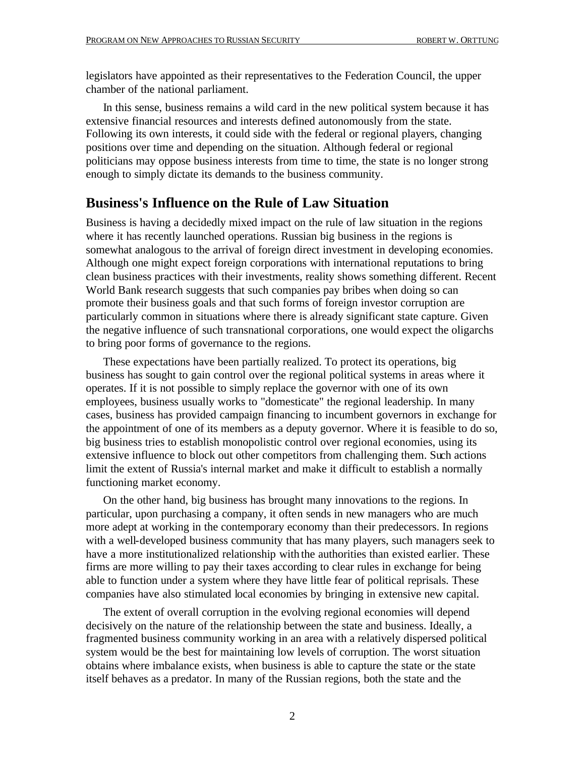legislators have appointed as their representatives to the Federation Council, the upper chamber of the national parliament.

In this sense, business remains a wild card in the new political system because it has extensive financial resources and interests defined autonomously from the state. Following its own interests, it could side with the federal or regional players, changing positions over time and depending on the situation. Although federal or regional politicians may oppose business interests from time to time, the state is no longer strong enough to simply dictate its demands to the business community.

## Business's Influence on the Rule of Law Situation

Business is having a decidedly mixed impact on the rule of law situation in the regions where it has recently launched operations. Russian big business in the regions is somewhat analogous to the arrival of foreign direct investment in developing economies. Although one might expect foreign corporations with international reputations to bring clean business practices with their investments, reality shows something different. Recent World Bank research suggests that such companies pay bribes when doing so can promote their business goals and that such forms of foreign investor corruption are particularly common in situations where there is already significant state capture. Given the negative influence of such transnational corporations, one would expect the oligarchs to bring poor forms of governance to the regions.

These expectations have been partially realized. To protect its operations, big business has sought to gain control over the regional political systems in areas where it operates. If it is not possible to simply replace the governor with one of its own employees, business usually works to "domesticate" the regional leadership. In many cases, business has provided campaign financing to incumbent governors in exchange for the appointment of one of its members as a deputy governor. Where it is feasible to do so, big business tries to establish monopolistic control over regional economies, using its extensive influence to block out other competitors from challenging them. Such actions limit the extent of Russia's internal market and make it difficult to establish a normally functioning market economy.

On the other hand, big business has brought many innovations to the regions. In particular, upon purchasing a company, it often sends in new managers who are much more adept at working in the contemporary economy than their predecessors. In regions with a well-developed business community that has many players, such managers seek to have a more institutionalized relationship with the authorities than existed earlier. These firms are more willing to pay their taxes according to clear rules in exchange for being able to function under a system where they have little fear of political reprisals. These companies have also stimulated local economies by bringing in extensive new capital.

The extent of overall corruption in the evolving regional economies will depend decisively on the nature of the relationship between the state and business. Ideally, a fragmented business community working in an area with a relatively dispersed political system would be the best for maintaining low levels of corruption. The worst situation obtains where imbalance exists, when business is able to capture the state or the state itself behaves as a predator. In many of the Russian regions, both the state and the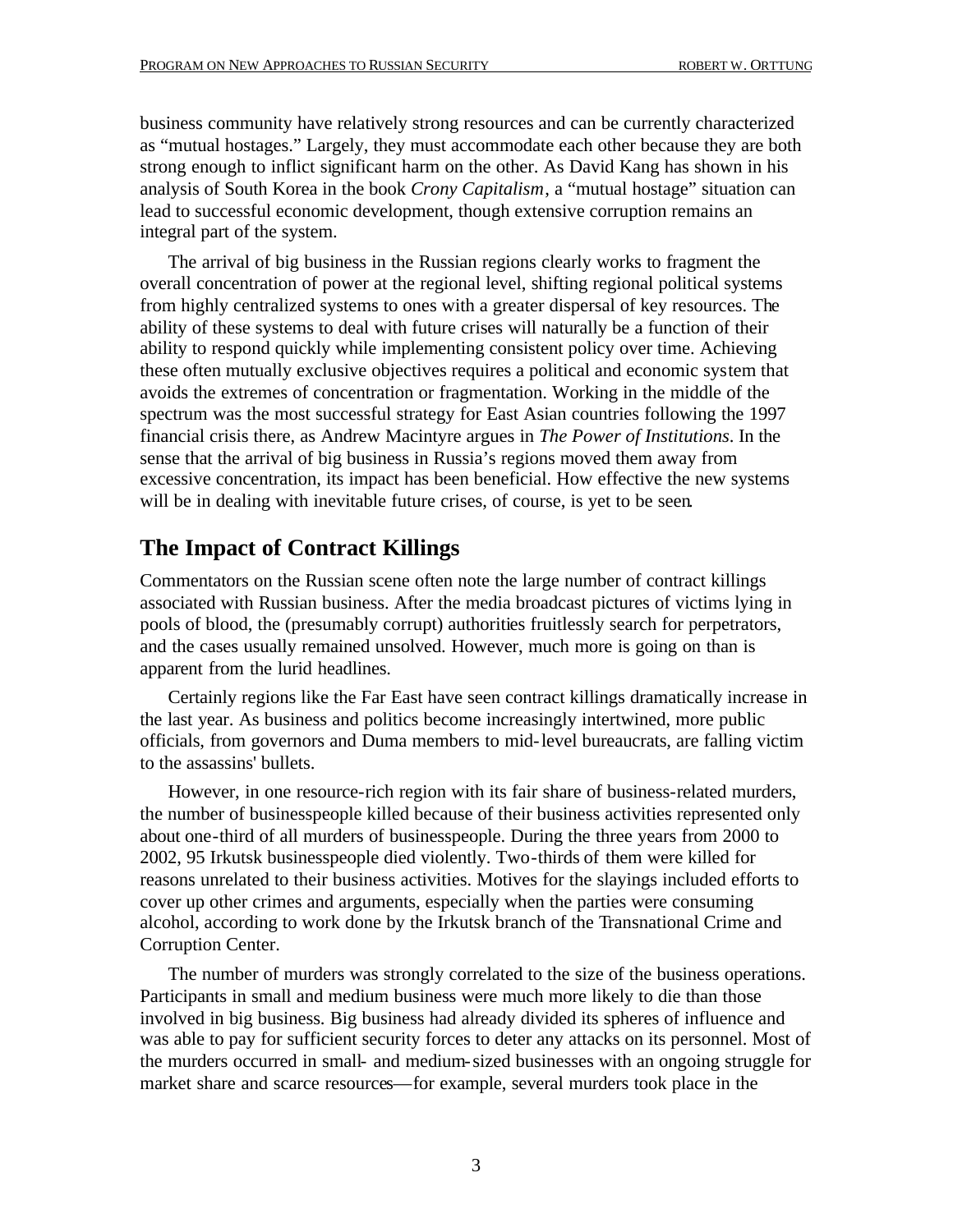business community have relatively strong resources and can be currently characterized as "mutual hostages." Largely, they must accommodate each other because they are both strong enough to inflict significant harm on the other. As David Kang has shown in his analysis of South Korea in the book *Crony Capitalism*, a "mutual hostage" situation can lead to successful economic development, though extensive corruption remains an integral part of the system.

The arrival of big business in the Russian regions clearly works to fragment the overall concentration of power at the regional level, shifting regional political systems from highly centralized systems to ones with a greater dispersal of key resources. The ability of these systems to deal with future crises will naturally be a function of their ability to respond quickly while implementing consistent policy over time. Achieving these often mutually exclusive objectives requires a political and economic system that avoids the extremes of concentration or fragmentation. Working in the middle of the spectrum was the most successful strategy for East Asian countries following the 1997 financial crisis there, as Andrew Macintyre argues in *The Power of Institutions*. In the sense that the arrival of big business in Russia's regions moved them away from excessive concentration, its impact has been beneficial. How effective the new systems will be in dealing with inevitable future crises, of course, is yet to be seen.

## The Impact of Contract Killings

Commentators on the Russian scene often note the large number of contract killings associated with Russian business. After the media broadcast pictures of victims lying in pools of blood, the (presumably corrupt) authorities fruitlessly search for perpetrators, and the cases usually remained unsolved. However, much more is going on than is apparent from the lurid headlines.

Certainly regions like the Far East have seen contract killings dramatically increase in the last year. As business and politics become increasingly intertwined, more public officials, from governors and Duma members to mid-level bureaucrats, are falling victim to the assassins' bullets.

However, in one resource-rich region with its fair share of business-related murders, the number of businesspeople killed because of their business activities represented only about one-third of all murders of businesspeople. During the three years from 2000 to 2002, 95 Irkutsk businesspeople died violently. Two-thirds of them were killed for reasons unrelated to their business activities. Motives for the slayings included efforts to cover up other crimes and arguments, especially when the parties were consuming alcohol, according to work done by the Irkutsk branch of the Transnational Crime and Corruption Center.

The number of murders was strongly correlated to the size of the business operations. Participants in small and medium business were much more likely to die than those involved in big business. Big business had already divided its spheres of influence and was able to pay for sufficient security forces to deter any attacks on its personnel. Most of the murders occurred in small- and medium-sized businesses with an ongoing struggle for market share and scarce resources—for example, several murders took place in the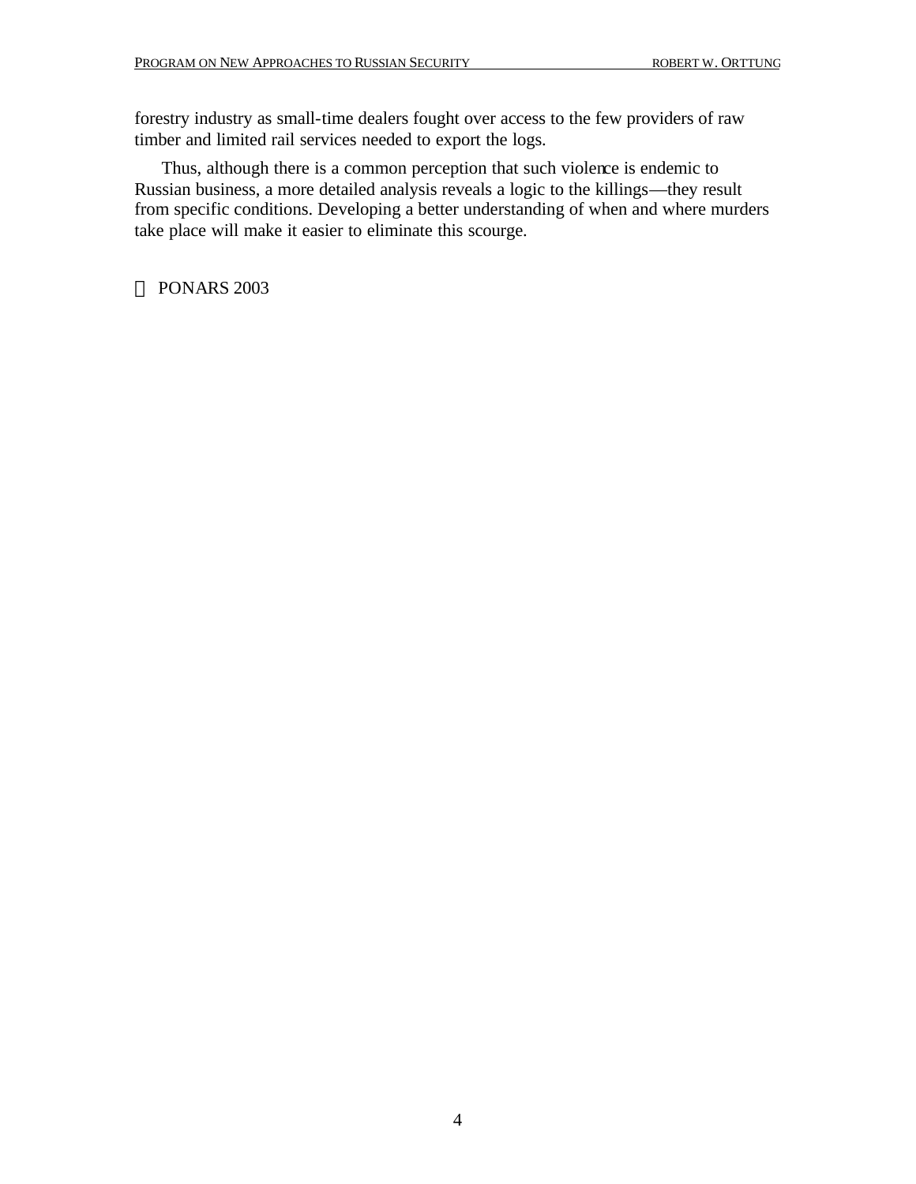forestry industry as small-time dealers fought over access to the few providers of raw timber and limited rail services needed to export the logs.

Thus, although there is a common perception that such violence is endemic to Russian business, a more detailed analysis reveals a logic to the killings—they result from specific conditions. Developing a better understanding of when and where murders take place will make it easier to eliminate this scourge.

© PONARS 2003